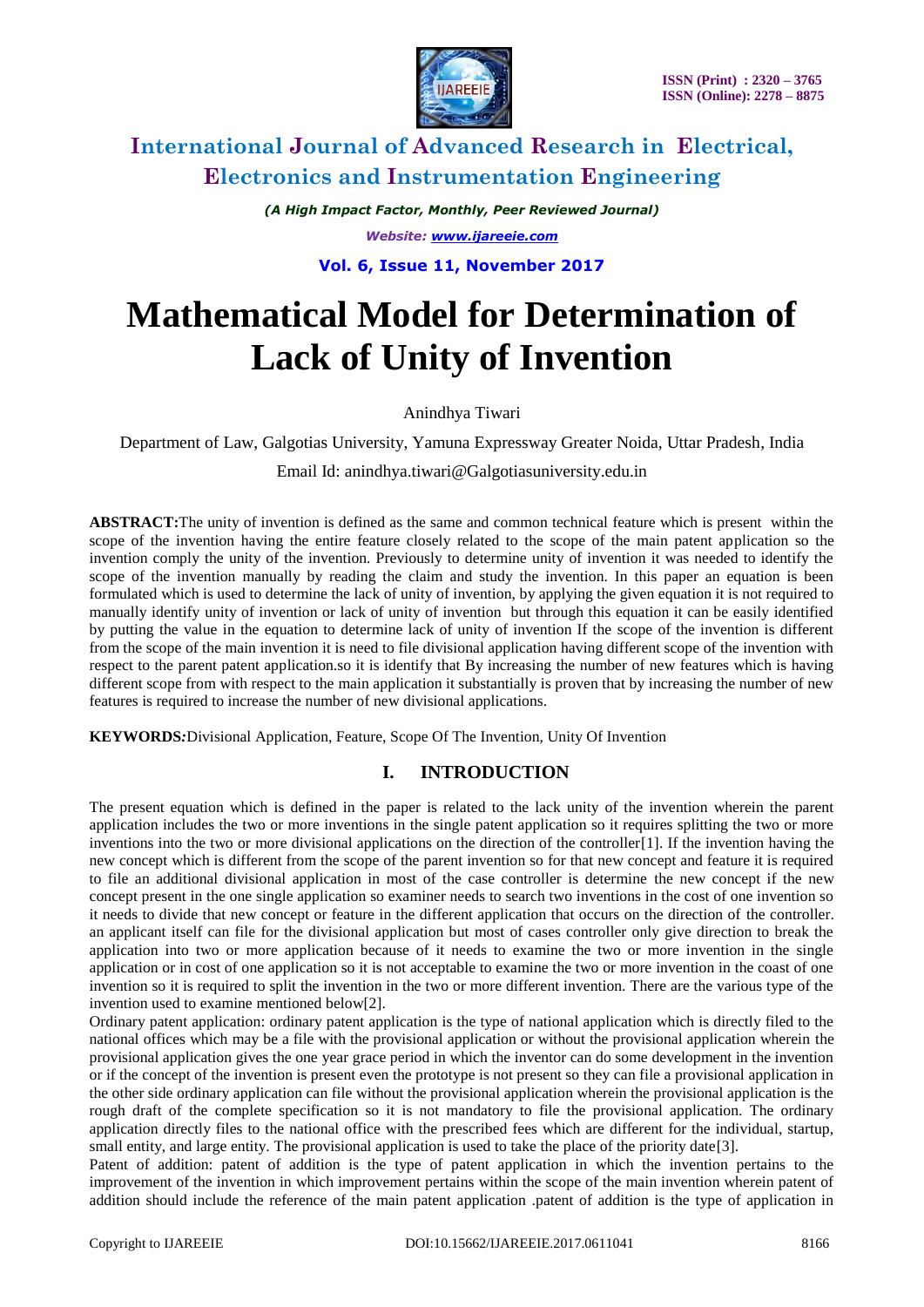# Mathematical Model for Determination of Lack of Unity of Invention

Anindhya Tiwari

Department of Law, Galgotias University, Yamuna Expressway Greater Noida, Uttar Pradesh, India

Email Id: anindhya.tiwari@Galgotiasuniversity.edu.in

**ABSTRACT:** The unity of invention is defined as the same and common technical feature which is present within the scope of the invention having the entire feature closely related to the scope of the main patent application so the invention comply the unity of the invention. Previously to determine unity of invention it was needed to identify the scope of the invention manually by reading the claim and study the invention. In this paper an equation is been formulated which is used to determine the lack of unity of invention, by applying the given equation it is not required to manually identify unity of invention or lack of unity of invention but through this equation it can be easily identified by putting the value in the equation to determine lack of unity of invention If the scope of the invention is different from the scope of the main invention it is need to file divisional application having different scope of the invention with respect to the parent patent application.so it is identify that By increasing the number of new features which is having different scope from with respect to the main application it substantially is proven that by increasing the number of new features is required to increase the number of new divisional applications.

**KEYWORDS:** Divisional Application, Feature, Scope Of The Invention, Unity Of Invention

## I. INTRODUCTION

The present equation which is defined in the paper is related to the lack unity of the invention wherein the parent application includes the two or more inventions in the single patent application so it requires splitting the two or more inventions into the two or more divisional applications on the direction of the controller[1]. If the invention having the new concept which is different from the scope of the parent invention so for that new concept and feature it is required to file an additional divisional application in most of the case controller is determine the new concept if the new concept present in the one single application so examiner needs to search two inventions in the cost of one invention so it needs to divide that new concept or feature in the different application that occurs on the direction of the controller. an applicant itself can file for the divisional application but most of cases controller only give direction to break the application into two or more application because of it needs to examine the two or more invention in the single application or in cost of one application so it is not acceptable to examine the two or more invention in the coast of one invention so it is required to split the invention in the two or more different invention. There are the various type of the invention used to examine mentioned below[2].

Ordinary patent application: ordinary patent application is the type of national application which is directly filed to the national offices which may be a file with the provisional application or without the provisional application wherein the provisional application gives the one year grace period in which the inventor can do some development in the invention or if the concept of the invention is present even the prototype is not present so they can file a provisional application in the other side ordinary application can file without the provisional application wherein the provisional application is the rough draft of the complete specification so it is not mandatory to file the provisional application. The ordinary application directly files to the national office with the prescribed fees which are different for the individual, startup, small entity, and large entity. The provisional application is used to take the place of the priority date[3].

Patent of addition: patent of addition is the type of patent application in which the invention pertains to the improvement of the invention in which improvement pertains within the scope of the main invention wherein patent of addition should include the reference of the main patent application .patent of addition is the type of application in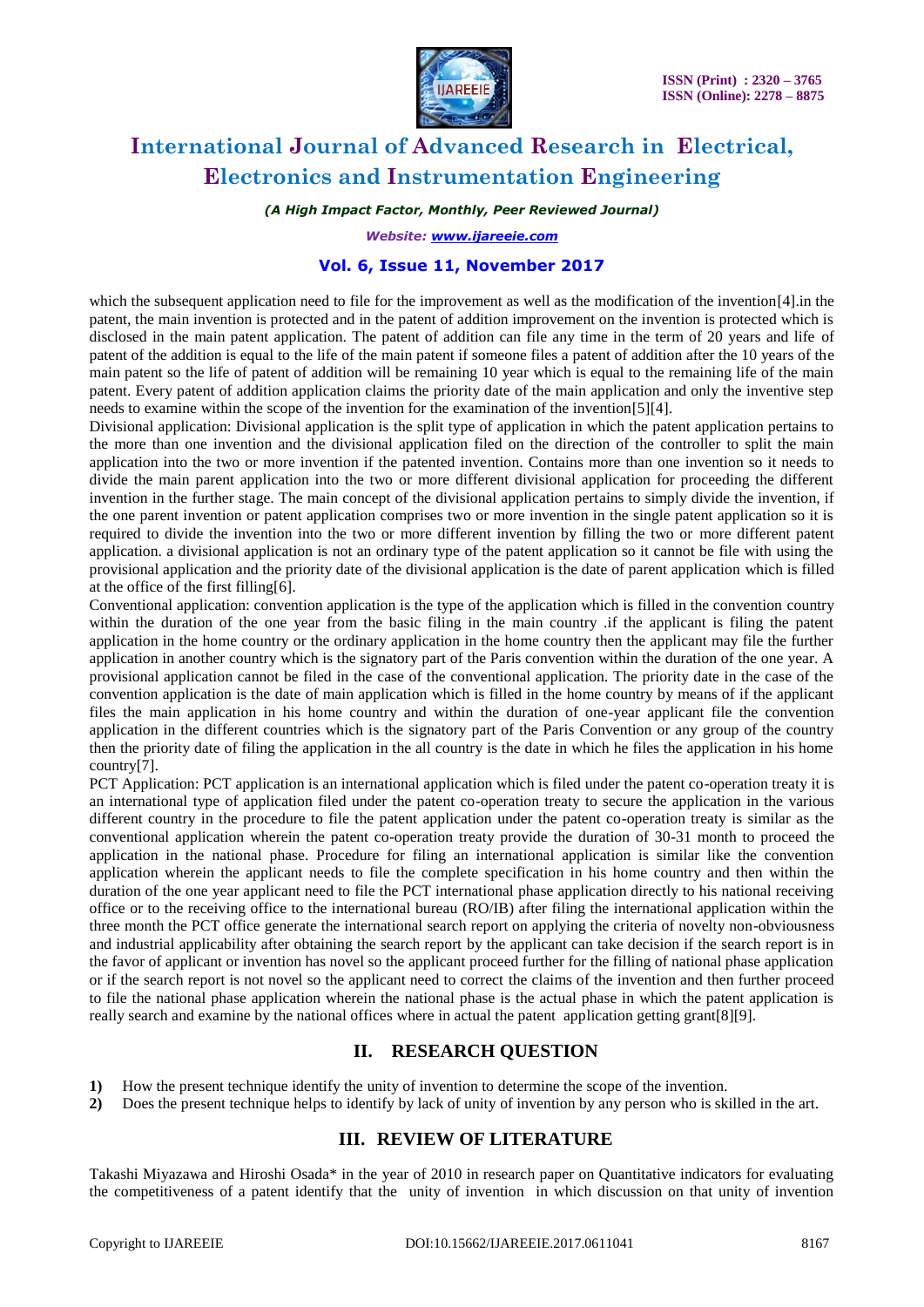which the subsequent application need to file for the improvement as well as the modification of the invention[4].in the patent, the main invention is protected and in the patent of addition improvement on the invention is protected which is disclosed in the main patent application. The patent of addition can file any time in the term of 20 years and life of patent of the addition is equal to the life of the main patent if someone files a patent of addition after the 10 years of the main patent so the life of patent of addition will be remaining 10 year which is equal to the remaining life of the main patent. Every patent of addition application claims the priority date of the main application and only the inventive step needs to examine within the scope of the invention for the examination of the invention[5][4].

Divisional application: Divisional application is the split type of application in which the patent application pertains to the more than one invention and the divisional application filed on the direction of the controller to split the main application into the two or more invention if the patented invention. Contains more than one invention so it needs to divide the main parent application into the two or more different divisional application for proceeding the different invention in the further stage. The main concept of the divisional application pertains to simply divide the invention, if the one parent invention or patent application comprises two or more invention in the single patent application so it is required to divide the invention into the two or more different invention by filling the two or more different patent application. a divisional application is not an ordinary type of the patent application so it cannot be file with using the provisional application and the priority date of the divisional application is the date of parent application which is filled at the office of the first filling[6].

Conventional application: convention application is the type of the application which is filled in the convention country within the duration of the one year from the basic filing in the main country .if the applicant is filing the patent application in the home country or the ordinary application in the home country then the applicant may file the further application in another country which is the signatory part of the Paris convention within the duration of the one year. A provisional application cannot be filed in the case of the conventional application. The priority date in the case of the convention application is the date of main application which is filled in the home country by means of if the applicant files the main application in his home country and within the duration of one-year applicant file the convention application in the different countries which is the signatory part of the Paris Convention or any group of the country then the priority date of filing the application in the all country is the date in which he files the application in his home country[7].

PCT Application: PCT application is an international application which is filed under the patent co-operation treaty it is an international type of application filed under the patent co-operation treaty to secure the application in the various different country in the procedure to file the patent application under the patent co-operation treaty is similar as the conventional application wherein the patent co-operation treaty provide the duration of 30-31 month to proceed the application in the national phase. Procedure for filing an international application is similar like the convention application wherein the applicant needs to file the complete specification in his home country and then within the duration of the one year applicant need to file the PCT international phase application directly to his national receiving office or to the receiving office to the international bureau (RO/IB) after filing the international application within the three month the PCT office generate the international search report on applying the criteria of novelty non-obviousness and industrial applicability after obtaining the search report by the applicant can take decision if the search report is in the favor of applicant or invention has novel so the applicant proceed further for the filling of national phase application or if the search report is not novel so the applicant need to correct the claims of the invention and then further proceed to file the national phase application wherein the national phase is the actual phase in which the patent application is really search and examine by the national offices where in actual the patent application getting grant[8][9].

## II. RESEARCH QUESTION

1) How the present technique identify the unity of invention to determine the scope of the invention.
2) Does the present technique helps to identify by lack of unity of invention by any person who is skilled in the art.

## III. REVIEW OF LITERATURE

Takashi Miyazawa and Hiroshi Osada* in the year of 2010 in research paper on Quantitative indicators for evaluating the competitiveness of a patent identify that the unity of invention in which discussion on that unity of invention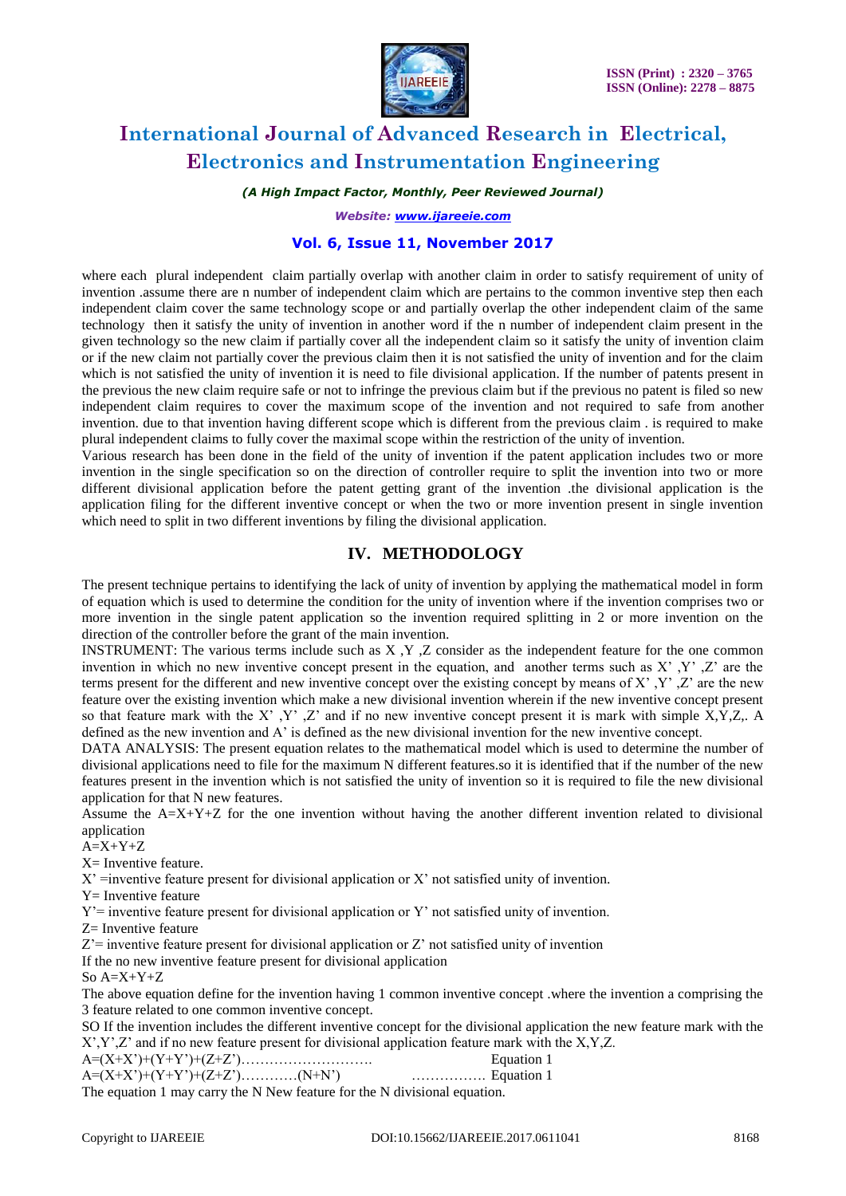where each plural independent claim partially overlap with another claim in order to satisfy requirement of unity of invention .assume there are n number of independent claim which are pertains to the common inventive step then each independent claim cover the same technology scope or and partially overlap the other independent claim of the same technology then it satisfy the unity of invention in another word if the n number of independent claim present in the given technology so the new claim if partially cover all the independent claim so it satisfy the unity of invention claim or if the new claim not partially cover the previous claim then it is not satisfied the unity of invention and for the claim which is not satisfied the unity of invention it is need to file divisional application. If the number of patents present in the previous the new claim require safe or not to infringe the previous claim but if the previous no patent is filed so new independent claim requires to cover the maximum scope of the invention and not required to safe from another invention. due to that invention having different scope which is different from the previous claim . is required to make plural independent claims to fully cover the maximal scope within the restriction of the unity of invention.

Various research has been done in the field of the unity of invention if the patent application includes two or more invention in the single specification so on the direction of controller require to split the invention into two or more different divisional application before the patent getting grant of the invention .the divisional application is the application filing for the different inventive concept or when the two or more invention present in single invention which need to split in two different inventions by filing the divisional application.

## IV. METHODOLOGY

The present technique pertains to identifying the lack of unity of invention by applying the mathematical model in form of equation which is used to determine the condition for the unity of invention where if the invention comprises two or more invention in the single patent application so the invention required splitting in 2 or more invention on the direction of the controller before the grant of the main invention.

INSTRUMENT: The various terms include such as X ,Y ,Z consider as the independent feature for the one common invention in which no new inventive concept present in the equation, and another terms such as X' ,Y' ,Z' are the terms present for the different and new inventive concept over the existing concept by means of X' ,Y' ,Z' are the new feature over the existing invention which make a new divisional invention wherein if the new inventive concept present so that feature mark with the X' ,Y' ,Z' and if no new inventive concept present it is mark with simple X,Y,Z,. A defined as the new invention and A' is defined as the new divisional invention for the new inventive concept.

DATA ANALYSIS: The present equation relates to the mathematical model which is used to determine the number of divisional applications need to file for the maximum N different features.so it is identified that if the number of the new features present in the invention which is not satisfied the unity of invention so it is required to file the new divisional application for that N new features.

Assume the A=X+Y+Z for the one invention without having the another different invention related to divisional application

A=X+Y+Z

X= Inventive feature.

X' =inventive feature present for divisional application or X' not satisfied unity of invention.

Y= Inventive feature

Y'= inventive feature present for divisional application or Y' not satisfied unity of invention.

Z= Inventive feature

Z'= inventive feature present for divisional application or Z' not satisfied unity of invention

If the no new inventive feature present for divisional application

So A=X+Y+Z

The above equation define for the invention having 1 common inventive concept .where the invention a comprising the 3 feature related to one common inventive concept.

SO If the invention includes the different inventive concept for the divisional application the new feature mark with the X',Y',Z' and if no new feature present for divisional application feature mark with the X,Y,Z.

A=(X+X')+(Y+Y')+(Z+Z')………………………. Equation 1

A=(X+X')+(Y+Y')+(Z+Z')…………(N+N') ……………. Equation 1

The equation 1 may carry the N New feature for the N divisional equation.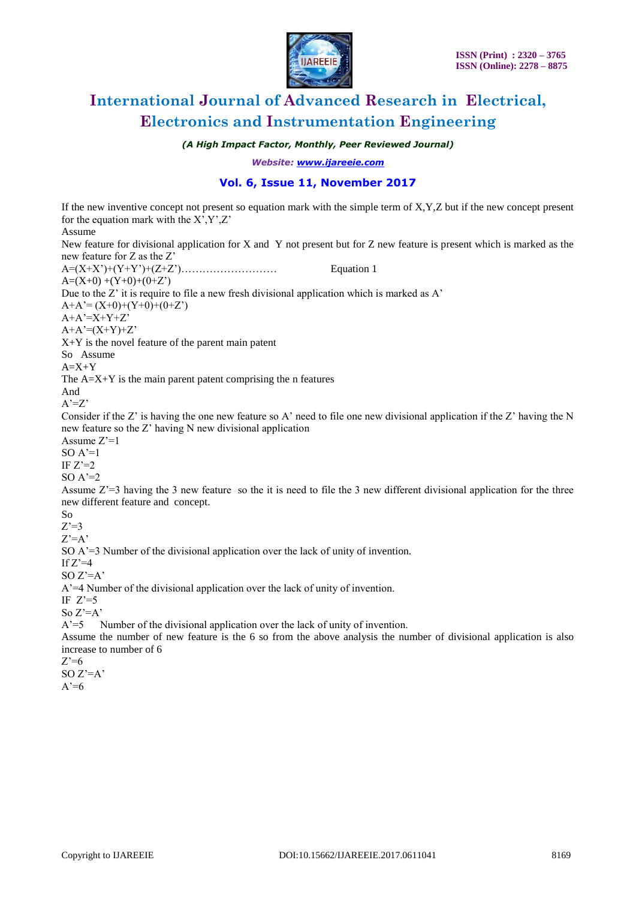If the new inventive concept not present so equation mark with the simple term of X,Y,Z but if the new concept present for the equation mark with the X',Y',Z'

Assume

New feature for divisional application for X and Y not present but for Z new feature is present which is marked as the new feature for Z as the Z'

$A=(X+X')+(Y+Y')+(Z+Z')$……………………… Equation 1

$A=(X+0)+(Y+0)+(0+Z')$

Due to the Z' it is require to file a new fresh divisional application which is marked as A'

$A+A'=(X+0)+(Y+0)+(0+Z')$

$A+A'=X+Y+Z'$

$A+A'=(X+Y)+Z'$

X+Y is the novel feature of the parent main patent

So Assume

$A=X+Y$

The A=X+Y is the main parent patent comprising the n features

And

$A'=Z'$

Consider if the Z' is having the one new feature so A' need to file one new divisional application if the Z' having the N new feature so the Z' having N new divisional application

Assume $Z'=1$

SO $A'=1$

IF $Z'=2$

SO $A'=2$

Assume Z'=3 having the 3 new feature so the it is need to file the 3 new different divisional application for the three new different feature and concept.

So

$Z'=3$

$Z'=A'$

SO $A'=3$ Number of the divisional application over the lack of unity of invention.

If $Z'=4$

SO $Z'=A'$

$A'=4$ Number of the divisional application over the lack of unity of invention.

IF $Z'=5$

So $Z'=A'$

$A'=5$ Number of the divisional application over the lack of unity of invention.

Assume the number of new feature is the 6 so from the above analysis the number of divisional application is also increase to number of 6

$Z'=6$

SO $Z'=A'$

$A'=6$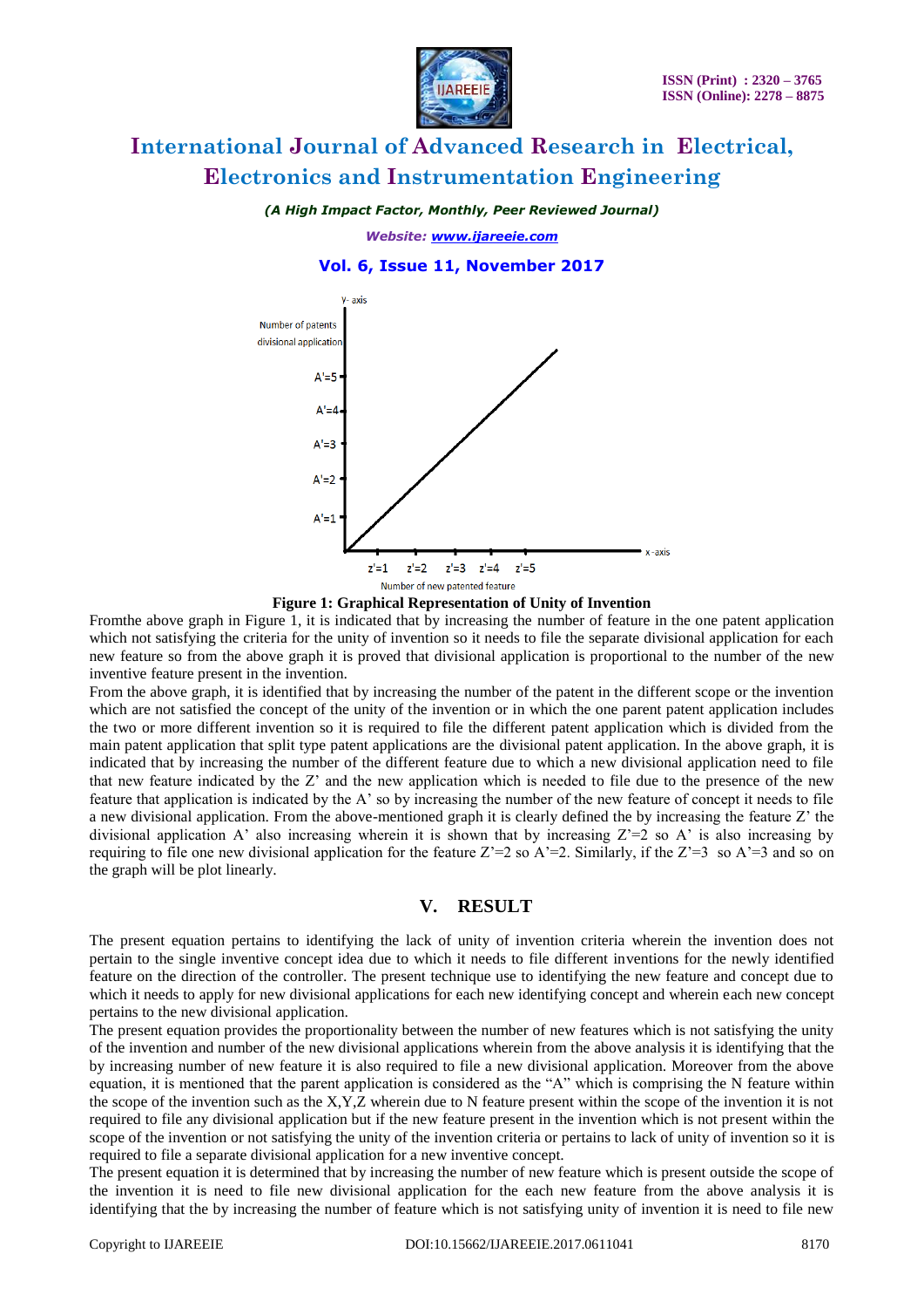**Figure 1: Graphical Representation of Unity of Invention**

Fromthe above graph in Figure 1, it is indicated that by increasing the number of feature in the one patent application which not satisfying the criteria for the unity of invention so it needs to file the separate divisional application for each new feature so from the above graph it is proved that divisional application is proportional to the number of the new inventive feature present in the invention.

From the above graph, it is identified that by increasing the number of the patent in the different scope or the invention which are not satisfied the concept of the unity of the invention or in which the one parent patent application includes the two or more different invention so it is required to file the different patent application which is divided from the main patent application that split type patent applications are the divisional patent application. In the above graph, it is indicated that by increasing the number of the different feature due to which a new divisional application need to file that new feature indicated by the Z' and the new application which is needed to file due to the presence of the new feature that application is indicated by the A' so by increasing the number of the new feature of concept it needs to file a new divisional application. From the above-mentioned graph it is clearly defined the by increasing the feature Z' the divisional application A' also increasing wherein it is shown that by increasing Z'=2 so A' is also increasing by requiring to file one new divisional application for the feature Z'=2 so A'=2. Similarly, if the Z'=3 so A'=3 and so on the graph will be plot linearly.

## V. RESULT

The present equation pertains to identifying the lack of unity of invention criteria wherein the invention does not pertain to the single inventive concept idea due to which it needs to file different inventions for the newly identified feature on the direction of the controller. The present technique use to identifying the new feature and concept due to which it needs to apply for new divisional applications for each new identifying concept and wherein each new concept pertains to the new divisional application.

The present equation provides the proportionality between the number of new features which is not satisfying the unity of the invention and number of the new divisional applications wherein from the above analysis it is identifying that the by increasing number of new feature it is also required to file a new divisional application. Moreover from the above equation, it is mentioned that the parent application is considered as the "A" which is comprising the N feature within the scope of the invention such as the X,Y,Z wherein due to N feature present within the scope of the invention it is not required to file any divisional application but if the new feature present in the invention which is not present within the scope of the invention or not satisfying the unity of the invention criteria or pertains to lack of unity of invention so it is required to file a separate divisional application for a new inventive concept.

The present equation it is determined that by increasing the number of new feature which is present outside the scope of the invention it is need to file new divisional application for the each new feature from the above analysis it is identifying that the by increasing the number of feature which is not satisfying unity of invention it is need to file new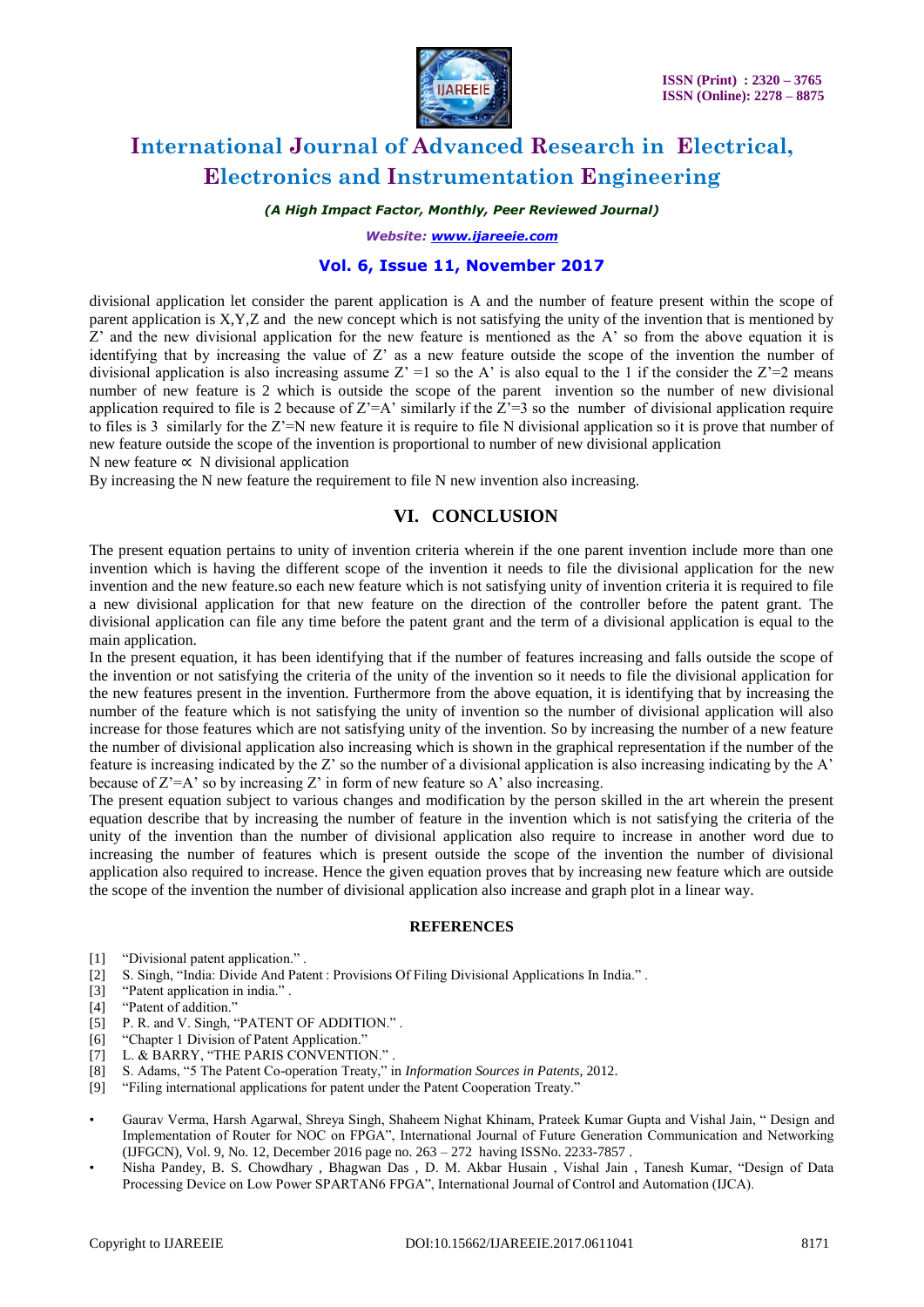divisional application let consider the parent application is A and the number of feature present within the scope of parent application is X,Y,Z and the new concept which is not satisfying the unity of the invention that is mentioned by Z' and the new divisional application for the new feature is mentioned as the A' so from the above equation it is identifying that by increasing the value of Z' as a new feature outside the scope of the invention the number of divisional application is also increasing assume Z' =1 so the A' is also equal to the 1 if the consider the Z'=2 means number of new feature is 2 which is outside the scope of the parent invention so the number of new divisional application required to file is 2 because of Z'=A' similarly if the Z'=3 so the number of divisional application require to files is 3 similarly for the Z'=N new feature it is require to file N divisional application so it is prove that number of new feature outside the scope of the invention is proportional to number of new divisional application

N new feature $\propto$ N divisional application

By increasing the N new feature the requirement to file N new invention also increasing.

## VI. CONCLUSION

The present equation pertains to unity of invention criteria wherein if the one parent invention include more than one invention which is having the different scope of the invention it needs to file the divisional application for the new invention and the new feature.so each new feature which is not satisfying unity of invention criteria it is required to file a new divisional application for that new feature on the direction of the controller before the patent grant. The divisional application can file any time before the patent grant and the term of a divisional application is equal to the main application.

In the present equation, it has been identifying that if the number of features increasing and falls outside the scope of the invention or not satisfying the criteria of the unity of the invention so it needs to file the divisional application for the new features present in the invention. Furthermore from the above equation, it is identifying that by increasing the number of the feature which is not satisfying the unity of invention so the number of divisional application will also increase for those features which are not satisfying unity of the invention. So by increasing the number of a new feature the number of divisional application also increasing which is shown in the graphical representation if the number of the feature is increasing indicated by the Z' so the number of a divisional application is also increasing indicating by the A' because of Z'=A' so by increasing Z' in form of new feature so A' also increasing.

The present equation subject to various changes and modification by the person skilled in the art wherein the present equation describe that by increasing the number of feature in the invention which is not satisfying the criteria of the unity of the invention than the number of divisional application also require to increase in another word due to increasing the number of features which is present outside the scope of the invention the number of divisional application also required to increase. Hence the given equation proves that by increasing new feature which are outside the scope of the invention the number of divisional application also increase and graph plot in a linear way.

### REFERENCES

[1] "Divisional patent application." .
[2] S. Singh, "India: Divide And Patent : Provisions Of Filing Divisional Applications In India." .
[3] "Patent application in india." .
[4] "Patent of addition."
[5] P. R. and V. Singh, "PATENT OF ADDITION." .
[6] "Chapter 1 Division of Patent Application."
[7] L. & BARRY, "THE PARIS CONVENTION." .
[8] S. Adams, "5 The Patent Co-operation Treaty," in *Information Sources in Patents*, 2012.
[9] "Filing international applications for patent under the Patent Cooperation Treaty."

- Gaurav Verma, Harsh Agarwal, Shreya Singh, Shaheem Nighat Khinam, Prateek Kumar Gupta and Vishal Jain, " Design and Implementation of Router for NOC on FPGA", International Journal of Future Generation Communication and Networking (IJFGCN), Vol. 9, No. 12, December 2016 page no. 263 – 272 having ISSNo. 2233-7857 .
- Nisha Pandey, B. S. Chowdhary , Bhagwan Das , D. M. Akbar Husain , Vishal Jain , Tanesh Kumar, "Design of Data Processing Device on Low Power SPARTAN6 FPGA", International Journal of Control and Automation (IJCA).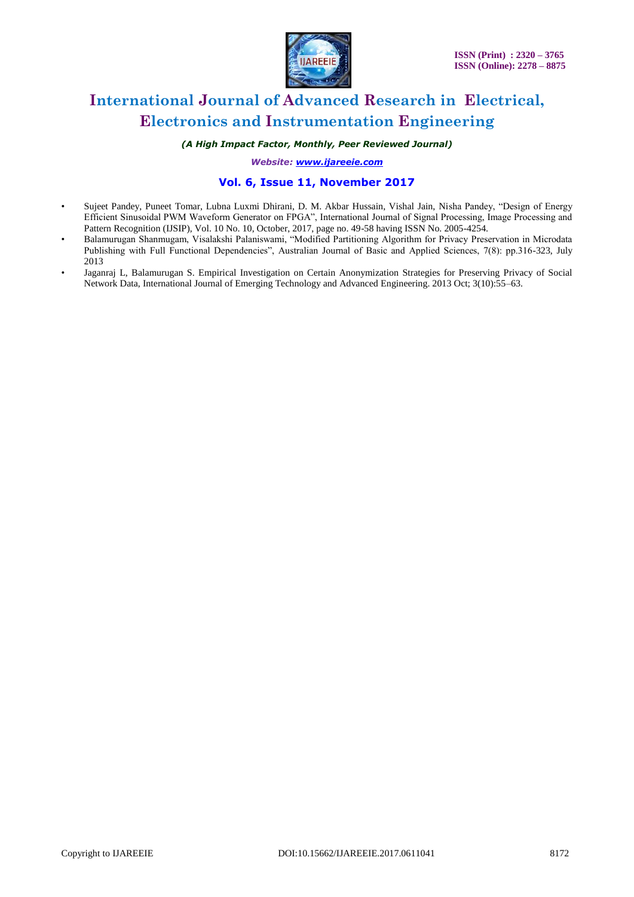- Sujeet Pandey, Puneet Tomar, Lubna Luxmi Dhirani, D. M. Akbar Hussain, Vishal Jain, Nisha Pandey, "Design of Energy Efficient Sinusoidal PWM Waveform Generator on FPGA", International Journal of Signal Processing, Image Processing and Pattern Recognition (IJSIP), Vol. 10 No. 10, October, 2017, page no. 49-58 having ISSN No. 2005-4254.
- Balamurugan Shanmugam, Visalakshi Palaniswami, "Modified Partitioning Algorithm for Privacy Preservation in Microdata Publishing with Full Functional Dependencies", Australian Journal of Basic and Applied Sciences, 7(8): pp.316-323, July 2013
- Jaganraj L, Balamurugan S. Empirical Investigation on Certain Anonymization Strategies for Preserving Privacy of Social Network Data, International Journal of Emerging Technology and Advanced Engineering. 2013 Oct; 3(10):55–63.